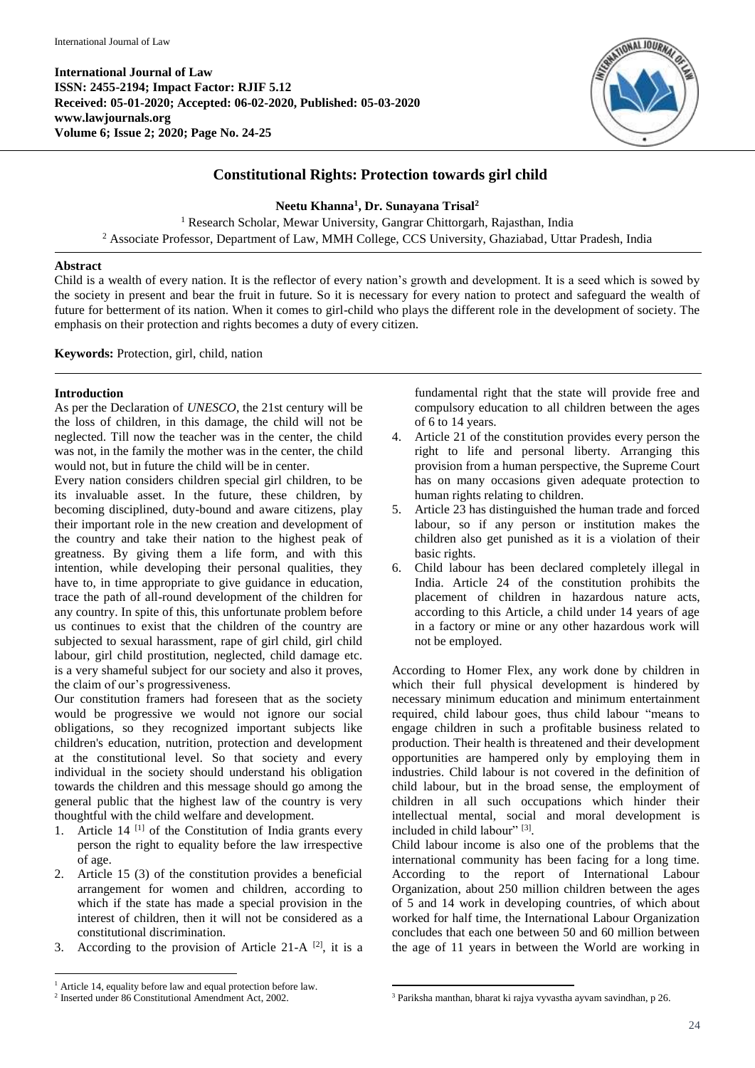**International Journal of Law**
**ISSN: 2455-2194; Impact Factor: RJIF 5.12**
**Received: 05-01-2020; Accepted: 06-02-2020, Published: 05-03-2020**
**www.lawjournals.org**
**Volume 6; Issue 2; 2020; Page No. 24-25**

# Constitutional Rights: Protection towards girl child

**Neetu Khanna[1], Dr. Sunayana Trisal[2]**

[1] Research Scholar, Mewar University, Gangrar Chittorgarh, Rajasthan, India
[2] Associate Professor, Department of Law, MMH College, CCS University, Ghaziabad, Uttar Pradesh, India

## Abstract

Child is a wealth of every nation. It is the reflector of every nation's growth and development. It is a seed which is sowed by the society in present and bear the fruit in future. So it is necessary for every nation to protect and safeguard the wealth of future for betterment of its nation. When it comes to girl-child who plays the different role in the development of society. The emphasis on their protection and rights becomes a duty of every citizen.

**Keywords:** Protection, girl, child, nation

## Introduction

As per the Declaration of *UNESCO*, the 21st century will be the loss of children, in this damage, the child will not be neglected. Till now the teacher was in the center, the child was not, in the family the mother was in the center, the child would not, but in future the child will be in center.

Every nation considers children special girl children, to be its invaluable asset. In the future, these children, by becoming disciplined, duty-bound and aware citizens, play their important role in the new creation and development of the country and take their nation to the highest peak of greatness. By giving them a life form, and with this intention, while developing their personal qualities, they have to, in time appropriate to give guidance in education, trace the path of all-round development of the children for any country. In spite of this, this unfortunate problem before us continues to exist that the children of the country are subjected to sexual harassment, rape of girl child, girl child labour, girl child prostitution, neglected, child damage etc. is a very shameful subject for our society and also it proves, the claim of our's progressiveness.

Our constitution framers had foreseen that as the society would be progressive we would not ignore our social obligations, so they recognized important subjects like children's education, nutrition, protection and development at the constitutional level. So that society and every individual in the society should understand his obligation towards the children and this message should go among the general public that the highest law of the country is very thoughtful with the child welfare and development.

1. Article 14 [1] of the Constitution of India grants every person the right to equality before the law irrespective of age.
2. Article 15 (3) of the constitution provides a beneficial arrangement for women and children, according to which if the state has made a special provision in the interest of children, then it will not be considered as a constitutional discrimination.
3. According to the provision of Article 21-A [2], it is a fundamental right that the state will provide free and compulsory education to all children between the ages of 6 to 14 years.
4. Article 21 of the constitution provides every person the right to life and personal liberty. Arranging this provision from a human perspective, the Supreme Court has on many occasions given adequate protection to human rights relating to children.
5. Article 23 has distinguished the human trade and forced labour, so if any person or institution makes the children also get punished as it is a violation of their basic rights.
6. Child labour has been declared completely illegal in India. Article 24 of the constitution prohibits the placement of children in hazardous nature acts, according to this Article, a child under 14 years of age in a factory or mine or any other hazardous work will not be employed.

According to Homer Flex, any work done by children in which their full physical development is hindered by necessary minimum education and minimum entertainment required, child labour goes, thus child labour "means to engage children in such a profitable business related to production. Their health is threatened and their development opportunities are hampered only by employing them in industries. Child labour is not covered in the definition of child labour, but in the broad sense, the employment of children in all such occupations which hinder their intellectual mental, social and moral development is included in child labour" [3].

Child labour income is also one of the problems that the international community has been facing for a long time. According to the report of International Labour Organization, about 250 million children between the ages of 5 and 14 work in developing countries, of which about worked for half time, the International Labour Organization concludes that each one between 50 and 60 million between the age of 11 years in between the World are working in

---

[1] Article 14, equality before law and equal protection before law.
[2] Inserted under 86 Constitutional Amendment Act, 2002.
[3] Pariksha manthan, bharat ki rajya vyvastha ayvam savindhan, p 26.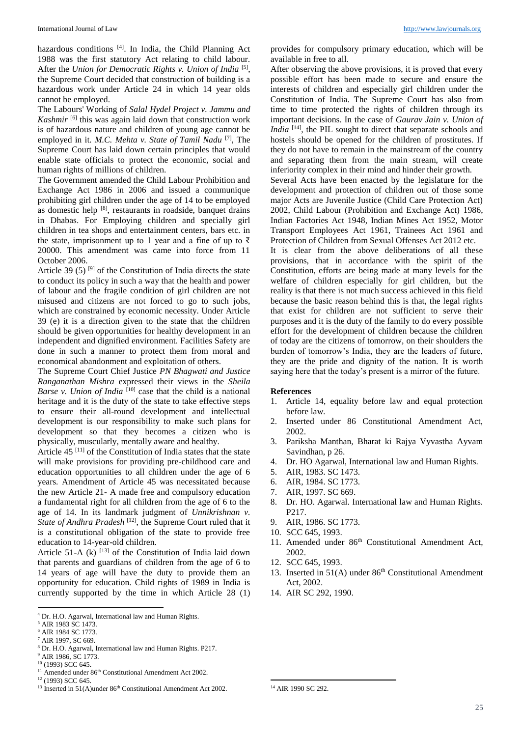hazardous conditions [4]. In India, the Child Planning Act 1988 was the first statutory Act relating to child labour. After the *Union for Democratic Rights v. Union of India* [5], the Supreme Court decided that construction of building is a hazardous work under Article 24 in which 14 year olds cannot be employed.

The Labours' Working of *Salal Hydel Project v. Jammu and Kashmir* [6] this was again laid down that construction work is of hazardous nature and children of young age cannot be employed in it. *M.C. Mehta v. State of Tamil Nadu* [7], The Supreme Court has laid down certain principles that would enable state officials to protect the economic, social and human rights of millions of children.

The Government amended the Child Labour Prohibition and Exchange Act 1986 in 2006 and issued a communique prohibiting girl children under the age of 14 to be employed as domestic help [8], restaurants in roadside, banquet drains in Dhabas. For Employing children and specially girl children in tea shops and entertainment centers, bars etc. in the state, imprisonment up to 1 year and a fine of up to ₹ 20000. This amendment was came into force from 11 October 2006.

Article 39 (5) [9] of the Constitution of India directs the state to conduct its policy in such a way that the health and power of labour and the fragile condition of girl children are not misused and citizens are not forced to go to such jobs, which are constrained by economic necessity. Under Article 39 (e) it is a direction given to the state that the children should be given opportunities for healthy development in an independent and dignified environment. Facilities Safety are done in such a manner to protect them from moral and economical abandonment and exploitation of others.

The Supreme Court Chief Justice *PN Bhagwati and Justice Ranganathan Mishra* expressed their views in the *Sheila Barse v. Union of India* [10] case that the child is a national heritage and it is the duty of the state to take effective steps to ensure their all-round development and intellectual development is our responsibility to make such plans for development so that they becomes a citizen who is physically, muscularly, mentally aware and healthy.

Article 45 [11] of the Constitution of India states that the state will make provisions for providing pre-childhood care and education opportunities to all children under the age of 6 years. Amendment of Article 45 was necessitated because the new Article 21- A made free and compulsory education a fundamental right for all children from the age of 6 to the age of 14. In its landmark judgment of *Unnikrishnan v. State of Andhra Pradesh* [12], the Supreme Court ruled that it is a constitutional obligation of the state to provide free education to 14-year-old children.

Article 51-A (k) [13] of the Constitution of India laid down that parents and guardians of children from the age of 6 to 14 years of age will have the duty to provide them an opportunity for education. Child rights of 1989 in India is currently supported by the time in which Article 28 (1) provides for compulsory primary education, which will be available in free to all.

After observing the above provisions, it is proved that every possible effort has been made to secure and ensure the interests of children and especially girl children under the Constitution of India. The Supreme Court has also from time to time protected the rights of children through its important decisions. In the case of *Gaurav Jain v. Union of India* [14], the PIL sought to direct that separate schools and hostels should be opened for the children of prostitutes. If they do not have to remain in the mainstream of the country and separating them from the main stream, will create inferiority complex in their mind and hinder their growth.

Several Acts have been enacted by the legislature for the development and protection of children out of those some major Acts are Juvenile Justice (Child Care Protection Act) 2002, Child Labour (Prohibition and Exchange Act) 1986, Indian Factories Act 1948, Indian Mines Act 1952, Motor Transport Employees Act 1961, Trainees Act 1961 and Protection of Children from Sexual Offenses Act 2012 etc.

It is clear from the above deliberations of all these provisions, that in accordance with the spirit of the Constitution, efforts are being made at many levels for the welfare of children especially for girl children, but the reality is that there is not much success achieved in this field because the basic reason behind this is that, the legal rights that exist for children are not sufficient to serve their purposes and it is the duty of the family to do every possible effort for the development of children because the children of today are the citizens of tomorrow, on their shoulders the burden of tomorrow's India, they are the leaders of future, they are the pride and dignity of the nation. It is worth saying here that the today's present is a mirror of the future.

## References

1. Article 14, equality before law and equal protection before law.
2. Inserted under 86 Constitutional Amendment Act, 2002.
3. Pariksha Manthan, Bharat ki Rajya Vyvastha Ayvam Savindhan, p 26.
4. Dr. HO Agarwal, International law and Human Rights.
5. AIR, 1983. SC 1473.
6. AIR, 1984. SC 1773.
7. AIR, 1997. SC 669.
8. Dr. HO. Agarwal. International law and Human Rights. P217.
9. AIR, 1986. SC 1773.
10. SCC 645, 1993.
11. Amended under 86th Constitutional Amendment Act, 2002.
12. SCC 645, 1993.
13. Inserted in 51(A) under 86th Constitutional Amendment Act, 2002.
14. AIR SC 292, 1990.

---

[4] Dr. H.O. Agarwal, International law and Human Rights.
[5] AIR 1983 SC 1473.
[6] AIR 1984 SC 1773.
[7] AIR 1997, SC 669.
[8] Dr. H.O. Agarwal, International law and Human Rights. P217.
[9] AIR 1986, SC 1773.
[10] (1993) SCC 645.
[11] Amended under 86th Constitutional Amendment Act 2002.
[12] (1993) SCC 645.
[13] Inserted in 51(A)under 86th Constitutional Amendment Act 2002.
[14] AIR 1990 SC 292.